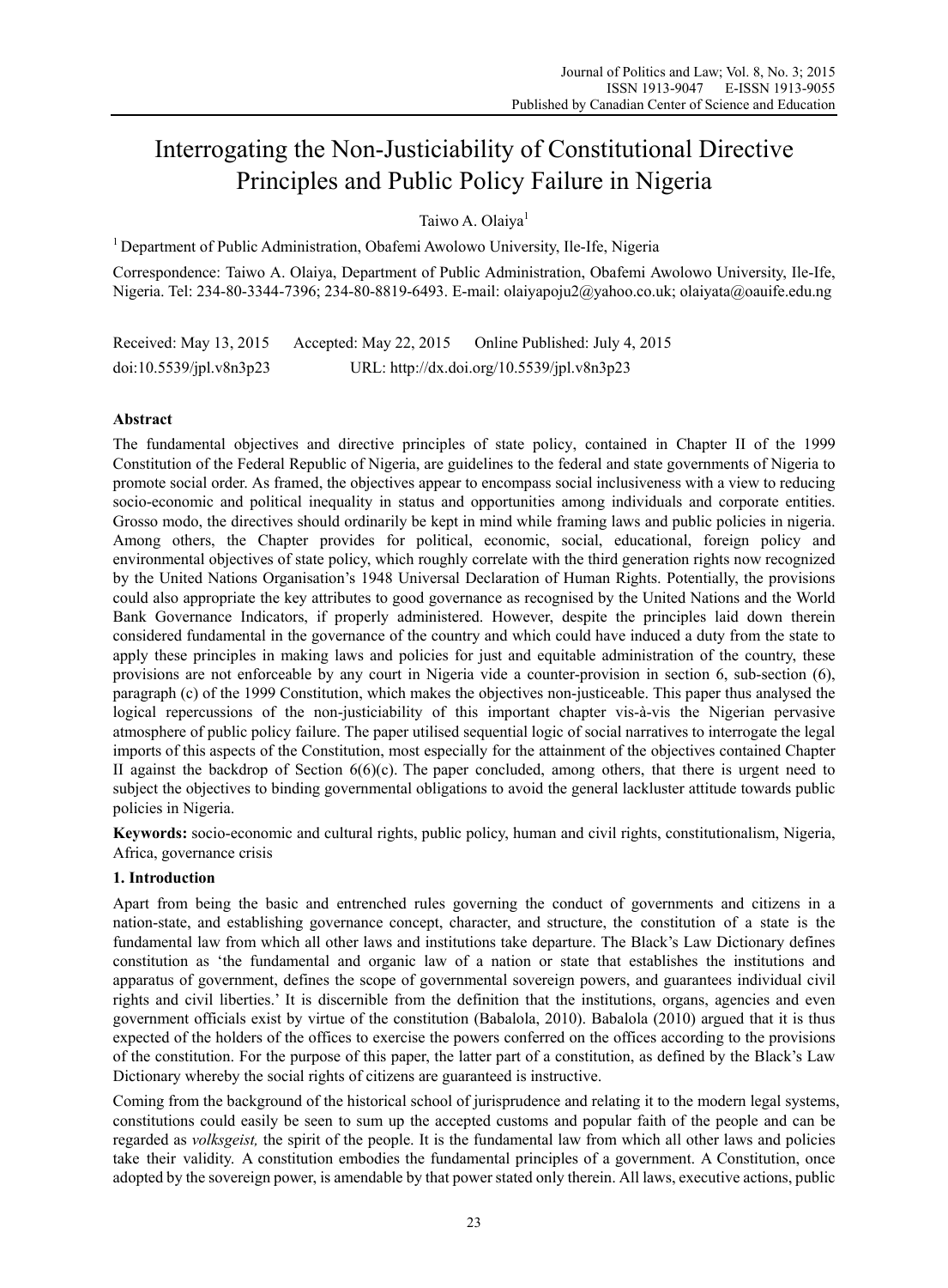# Interrogating the Non-Justiciability of Constitutional Directive Principles and Public Policy Failure in Nigeria

Taiwo A. Olaiya[1]

[1] Department of Public Administration, Obafemi Awolowo University, Ile-Ife, Nigeria

Correspondence: Taiwo A. Olaiya, Department of Public Administration, Obafemi Awolowo University, Ile-Ife, Nigeria. Tel: 234-80-3344-7396; 234-80-8819-6493. E-mail: olaiyapoju2@yahoo.co.uk; olaiyata@oauife.edu.ng

Received: May 13, 2015 Accepted: May 22, 2015 Online Published: July 4, 2015

doi:10.5539/jpl.v8n3p23 URL: http://dx.doi.org/10.5539/jpl.v8n3p23

## Abstract

The fundamental objectives and directive principles of state policy, contained in Chapter II of the 1999 Constitution of the Federal Republic of Nigeria, are guidelines to the federal and state governments of Nigeria to promote social order. As framed, the objectives appear to encompass social inclusiveness with a view to reducing socio-economic and political inequality in status and opportunities among individuals and corporate entities. Grosso modo, the directives should ordinarily be kept in mind while framing laws and public policies in nigeria. Among others, the Chapter provides for political, economic, social, educational, foreign policy and environmental objectives of state policy, which roughly correlate with the third generation rights now recognized by the United Nations Organisation's 1948 Universal Declaration of Human Rights. Potentially, the provisions could also appropriate the key attributes to good governance as recognised by the United Nations and the World Bank Governance Indicators, if properly administered. However, despite the principles laid down therein considered fundamental in the governance of the country and which could have induced a duty from the state to apply these principles in making laws and policies for just and equitable administration of the country, these provisions are not enforceable by any court in Nigeria vide a counter-provision in section 6, sub-section (6), paragraph (c) of the 1999 Constitution, which makes the objectives non-justiceable. This paper thus analysed the logical repercussions of the non-justiciability of this important chapter vis-à-vis the Nigerian pervasive atmosphere of public policy failure. The paper utilised sequential logic of social narratives to interrogate the legal imports of this aspects of the Constitution, most especially for the attainment of the objectives contained Chapter II against the backdrop of Section 6(6)(c). The paper concluded, among others, that there is urgent need to subject the objectives to binding governmental obligations to avoid the general lackluster attitude towards public policies in Nigeria.

**Keywords:** socio-economic and cultural rights, public policy, human and civil rights, constitutionalism, Nigeria, Africa, governance crisis

## 1. Introduction

Apart from being the basic and entrenched rules governing the conduct of governments and citizens in a nation-state, and establishing governance concept, character, and structure, the constitution of a state is the fundamental law from which all other laws and institutions take departure. The Black's Law Dictionary defines constitution as 'the fundamental and organic law of a nation or state that establishes the institutions and apparatus of government, defines the scope of governmental sovereign powers, and guarantees individual civil rights and civil liberties.' It is discernible from the definition that the institutions, organs, agencies and even government officials exist by virtue of the constitution (Babalola, 2010). Babalola (2010) argued that it is thus expected of the holders of the offices to exercise the powers conferred on the offices according to the provisions of the constitution. For the purpose of this paper, the latter part of a constitution, as defined by the Black's Law Dictionary whereby the social rights of citizens are guaranteed is instructive.

Coming from the background of the historical school of jurisprudence and relating it to the modern legal systems, constitutions could easily be seen to sum up the accepted customs and popular faith of the people and can be regarded as *volksgeist,* the spirit of the people. It is the fundamental law from which all other laws and policies take their validity. A constitution embodies the fundamental principles of a government. A Constitution, once adopted by the sovereign power, is amendable by that power stated only therein. All laws, executive actions, public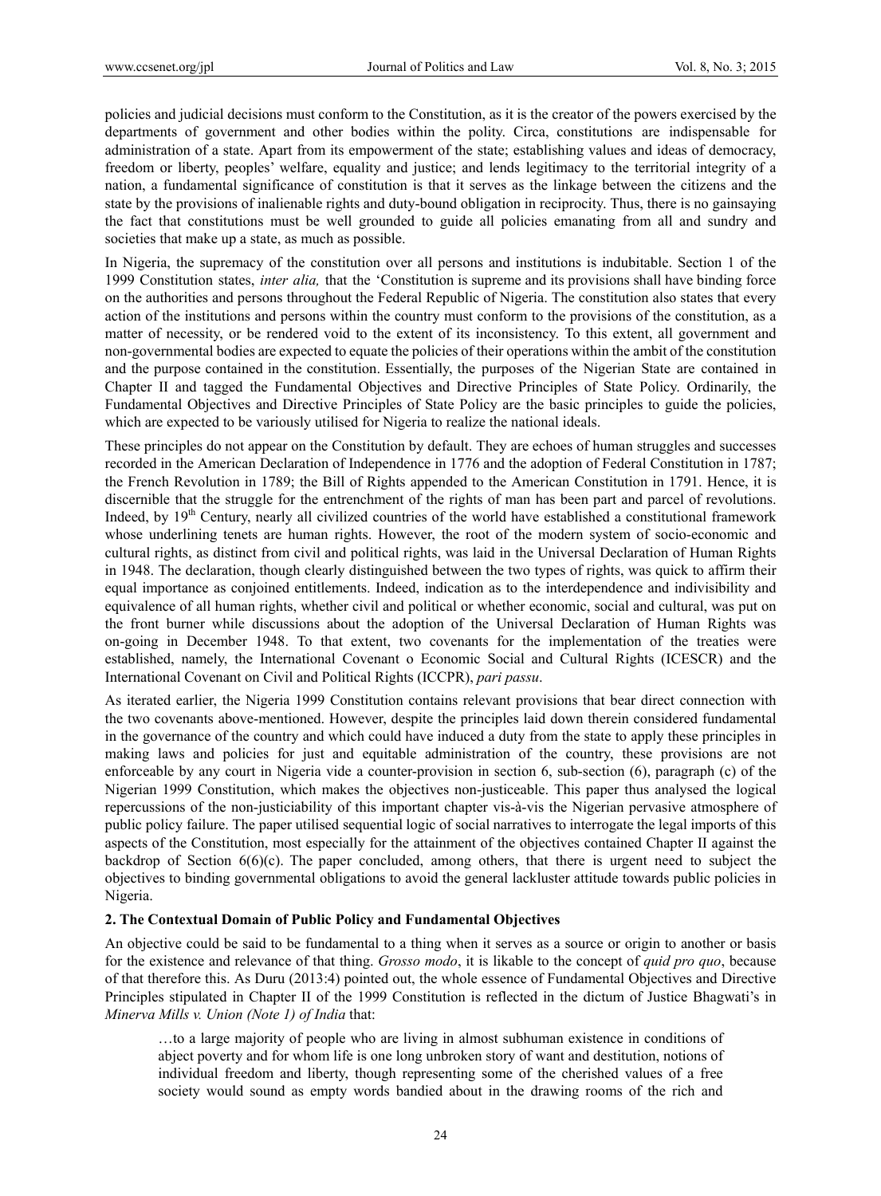policies and judicial decisions must conform to the Constitution, as it is the creator of the powers exercised by the departments of government and other bodies within the polity. Circa, constitutions are indispensable for administration of a state. Apart from its empowerment of the state; establishing values and ideas of democracy, freedom or liberty, peoples' welfare, equality and justice; and lends legitimacy to the territorial integrity of a nation, a fundamental significance of constitution is that it serves as the linkage between the citizens and the state by the provisions of inalienable rights and duty-bound obligation in reciprocity. Thus, there is no gainsaying the fact that constitutions must be well grounded to guide all policies emanating from all and sundry and societies that make up a state, as much as possible.

In Nigeria, the supremacy of the constitution over all persons and institutions is indubitable. Section 1 of the 1999 Constitution states, *inter alia,* that the 'Constitution is supreme and its provisions shall have binding force on the authorities and persons throughout the Federal Republic of Nigeria. The constitution also states that every action of the institutions and persons within the country must conform to the provisions of the constitution, as a matter of necessity, or be rendered void to the extent of its inconsistency. To this extent, all government and non-governmental bodies are expected to equate the policies of their operations within the ambit of the constitution and the purpose contained in the constitution. Essentially, the purposes of the Nigerian State are contained in Chapter II and tagged the Fundamental Objectives and Directive Principles of State Policy. Ordinarily, the Fundamental Objectives and Directive Principles of State Policy are the basic principles to guide the policies, which are expected to be variously utilised for Nigeria to realize the national ideals.

These principles do not appear on the Constitution by default. They are echoes of human struggles and successes recorded in the American Declaration of Independence in 1776 and the adoption of Federal Constitution in 1787; the French Revolution in 1789; the Bill of Rights appended to the American Constitution in 1791. Hence, it is discernible that the struggle for the entrenchment of the rights of man has been part and parcel of revolutions. Indeed, by 19th Century, nearly all civilized countries of the world have established a constitutional framework whose underlining tenets are human rights. However, the root of the modern system of socio-economic and cultural rights, as distinct from civil and political rights, was laid in the Universal Declaration of Human Rights in 1948. The declaration, though clearly distinguished between the two types of rights, was quick to affirm their equal importance as conjoined entitlements. Indeed, indication as to the interdependence and indivisibility and equivalence of all human rights, whether civil and political or whether economic, social and cultural, was put on the front burner while discussions about the adoption of the Universal Declaration of Human Rights was on-going in December 1948. To that extent, two covenants for the implementation of the treaties were established, namely, the International Covenant o Economic Social and Cultural Rights (ICESCR) and the International Covenant on Civil and Political Rights (ICCPR), *pari passu*.

As iterated earlier, the Nigeria 1999 Constitution contains relevant provisions that bear direct connection with the two covenants above-mentioned. However, despite the principles laid down therein considered fundamental in the governance of the country and which could have induced a duty from the state to apply these principles in making laws and policies for just and equitable administration of the country, these provisions are not enforceable by any court in Nigeria vide a counter-provision in section 6, sub-section (6), paragraph (c) of the Nigerian 1999 Constitution, which makes the objectives non-justiceable. This paper thus analysed the logical repercussions of the non-justiciability of this important chapter vis-à-vis the Nigerian pervasive atmosphere of public policy failure. The paper utilised sequential logic of social narratives to interrogate the legal imports of this aspects of the Constitution, most especially for the attainment of the objectives contained Chapter II against the backdrop of Section 6(6)(c). The paper concluded, among others, that there is urgent need to subject the objectives to binding governmental obligations to avoid the general lackluster attitude towards public policies in Nigeria.

## 2. The Contextual Domain of Public Policy and Fundamental Objectives

An objective could be said to be fundamental to a thing when it serves as a source or origin to another or basis for the existence and relevance of that thing. *Grosso modo*, it is likable to the concept of *quid pro quo*, because of that therefore this. As Duru (2013:4) pointed out, the whole essence of Fundamental Objectives and Directive Principles stipulated in Chapter II of the 1999 Constitution is reflected in the dictum of Justice Bhagwati's in *Minerva Mills v. Union (Note 1) of India* that:

> …to a large majority of people who are living in almost subhuman existence in conditions of abject poverty and for whom life is one long unbroken story of want and destitution, notions of individual freedom and liberty, though representing some of the cherished values of a free society would sound as empty words bandied about in the drawing rooms of the rich and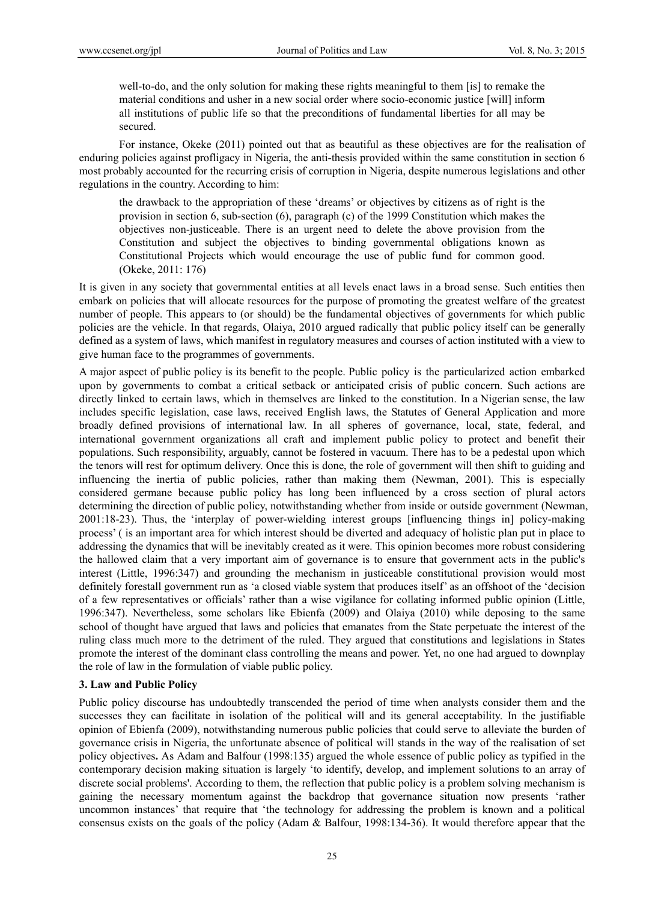well-to-do, and the only solution for making these rights meaningful to them [is] to remake the material conditions and usher in a new social order where socio-economic justice [will] inform all institutions of public life so that the preconditions of fundamental liberties for all may be secured.

For instance, Okeke (2011) pointed out that as beautiful as these objectives are for the realisation of enduring policies against profligacy in Nigeria, the anti-thesis provided within the same constitution in section 6 most probably accounted for the recurring crisis of corruption in Nigeria, despite numerous legislations and other regulations in the country. According to him:

> the drawback to the appropriation of these 'dreams' or objectives by citizens as of right is the provision in section 6, sub-section (6), paragraph (c) of the 1999 Constitution which makes the objectives non-justiceable. There is an urgent need to delete the above provision from the Constitution and subject the objectives to binding governmental obligations known as Constitutional Projects which would encourage the use of public fund for common good. (Okeke, 2011: 176)

It is given in any society that governmental entities at all levels enact laws in a broad sense. Such entities then embark on policies that will allocate resources for the purpose of promoting the greatest welfare of the greatest number of people. This appears to (or should) be the fundamental objectives of governments for which public policies are the vehicle. In that regards, Olaiya, 2010 argued radically that public policy itself can be generally defined as a system of laws, which manifest in regulatory measures and courses of action instituted with a view to give human face to the programmes of governments.

A major aspect of public policy is its benefit to the people. Public policy is the particularized action embarked upon by governments to combat a critical setback or anticipated crisis of public concern. Such actions are directly linked to certain laws, which in themselves are linked to the constitution. In a Nigerian sense, the law includes specific legislation, case laws, received English laws, the Statutes of General Application and more broadly defined provisions of international law. In all spheres of governance, local, state, federal, and international government organizations all craft and implement public policy to protect and benefit their populations. Such responsibility, arguably, cannot be fostered in vacuum. There has to be a pedestal upon which the tenors will rest for optimum delivery. Once this is done, the role of government will then shift to guiding and influencing the inertia of public policies, rather than making them (Newman, 2001). This is especially considered germane because public policy has long been influenced by a cross section of plural actors determining the direction of public policy, notwithstanding whether from inside or outside government (Newman, 2001:18-23). Thus, the 'interplay of power-wielding interest groups [influencing things in] policy-making process' ( is an important area for which interest should be diverted and adequacy of holistic plan put in place to addressing the dynamics that will be inevitably created as it were. This opinion becomes more robust considering the hallowed claim that a very important aim of governance is to ensure that government acts in the public's interest (Little, 1996:347) and grounding the mechanism in justiceable constitutional provision would most definitely forestall government run as 'a closed viable system that produces itself' as an offshoot of the 'decision of a few representatives or officials' rather than a wise vigilance for collating informed public opinion (Little, 1996:347). Nevertheless, some scholars like Ebienfa (2009) and Olaiya (2010) while deposing to the same school of thought have argued that laws and policies that emanates from the State perpetuate the interest of the ruling class much more to the detriment of the ruled. They argued that constitutions and legislations in States promote the interest of the dominant class controlling the means and power. Yet, no one had argued to downplay the role of law in the formulation of viable public policy.

### 3. Law and Public Policy

Public policy discourse has undoubtedly transcended the period of time when analysts consider them and the successes they can facilitate in isolation of the political will and its general acceptability. In the justifiable opinion of Ebienfa (2009), notwithstanding numerous public policies that could serve to alleviate the burden of governance crisis in Nigeria, the unfortunate absence of political will stands in the way of the realisation of set policy objectives**.** As Adam and Balfour (1998:135) argued the whole essence of public policy as typified in the contemporary decision making situation is largely 'to identify, develop, and implement solutions to an array of discrete social problems'. According to them, the reflection that public policy is a problem solving mechanism is gaining the necessary momentum against the backdrop that governance situation now presents 'rather uncommon instances' that require that 'the technology for addressing the problem is known and a political consensus exists on the goals of the policy (Adam & Balfour, 1998:134-36). It would therefore appear that the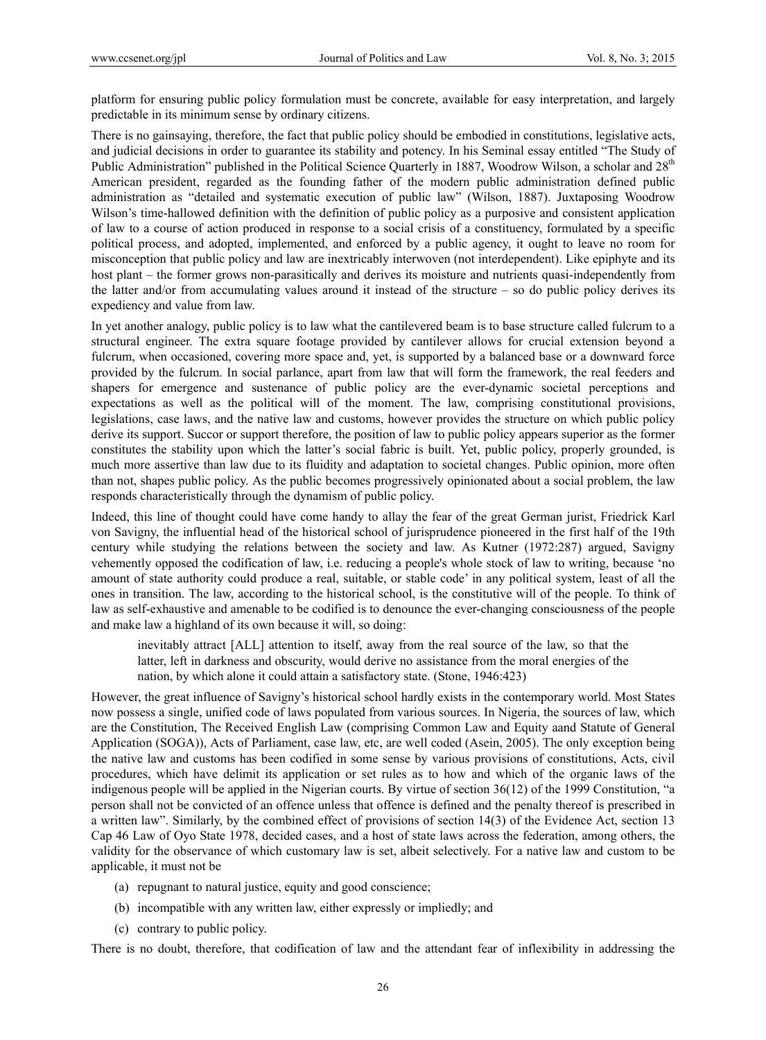platform for ensuring public policy formulation must be concrete, available for easy interpretation, and largely predictable in its minimum sense by ordinary citizens.

There is no gainsaying, therefore, the fact that public policy should be embodied in constitutions, legislative acts, and judicial decisions in order to guarantee its stability and potency. In his Seminal essay entitled "The Study of Public Administration" published in the Political Science Quarterly in 1887, Woodrow Wilson, a scholar and 28th American president, regarded as the founding father of the modern public administration defined public administration as "detailed and systematic execution of public law" (Wilson, 1887). Juxtaposing Woodrow Wilson's time-hallowed definition with the definition of public policy as a purposive and consistent application of law to a course of action produced in response to a social crisis of a constituency, formulated by a specific political process, and adopted, implemented, and enforced by a public agency, it ought to leave no room for misconception that public policy and law are inextricably interwoven (not interdependent). Like epiphyte and its host plant – the former grows non-parasitically and derives its moisture and nutrients quasi-independently from the latter and/or from accumulating values around it instead of the structure – so do public policy derives its expediency and value from law.

In yet another analogy, public policy is to law what the cantilevered beam is to base structure called fulcrum to a structural engineer. The extra square footage provided by cantilever allows for crucial extension beyond a fulcrum, when occasioned, covering more space and, yet, is supported by a balanced base or a downward force provided by the fulcrum. In social parlance, apart from law that will form the framework, the real feeders and shapers for emergence and sustenance of public policy are the ever-dynamic societal perceptions and expectations as well as the political will of the moment. The law, comprising constitutional provisions, legislations, case laws, and the native law and customs, however provides the structure on which public policy derive its support. Succor or support therefore, the position of law to public policy appears superior as the former constitutes the stability upon which the latter's social fabric is built. Yet, public policy, properly grounded, is much more assertive than law due to its fluidity and adaptation to societal changes. Public opinion, more often than not, shapes public policy. As the public becomes progressively opinionated about a social problem, the law responds characteristically through the dynamism of public policy.

Indeed, this line of thought could have come handy to allay the fear of the great German jurist, Friedrick Karl von Savigny, the influential head of the historical school of jurisprudence pioneered in the first half of the 19th century while studying the relations between the society and law. As Kutner (1972:287) argued, Savigny vehemently opposed the codification of law, i.e. reducing a people's whole stock of law to writing, because 'no amount of state authority could produce a real, suitable, or stable code' in any political system, least of all the ones in transition. The law, according to the historical school, is the constitutive will of the people. To think of law as self-exhaustive and amenable to be codified is to denounce the ever-changing consciousness of the people and make law a highland of its own because it will, so doing:

> inevitably attract [ALL] attention to itself, away from the real source of the law, so that the latter, left in darkness and obscurity, would derive no assistance from the moral energies of the nation, by which alone it could attain a satisfactory state. (Stone, 1946:423)

However, the great influence of Savigny's historical school hardly exists in the contemporary world. Most States now possess a single, unified code of laws populated from various sources. In Nigeria, the sources of law, which are the Constitution, The Received English Law (comprising Common Law and Equity aand Statute of General Application (SOGA)), Acts of Parliament, case law, etc, are well coded (Asein, 2005). The only exception being the native law and customs has been codified in some sense by various provisions of constitutions, Acts, civil procedures, which have delimit its application or set rules as to how and which of the organic laws of the indigenous people will be applied in the Nigerian courts. By virtue of section 36(12) of the 1999 Constitution, "a person shall not be convicted of an offence unless that offence is defined and the penalty thereof is prescribed in a written law". Similarly, by the combined effect of provisions of section 14(3) of the Evidence Act, section 13 Cap 46 Law of Oyo State 1978, decided cases, and a host of state laws across the federation, among others, the validity for the observance of which customary law is set, albeit selectively. For a native law and custom to be applicable, it must not be

(a) repugnant to natural justice, equity and good conscience;

(b) incompatible with any written law, either expressly or impliedly; and

(c) contrary to public policy.

There is no doubt, therefore, that codification of law and the attendant fear of inflexibility in addressing the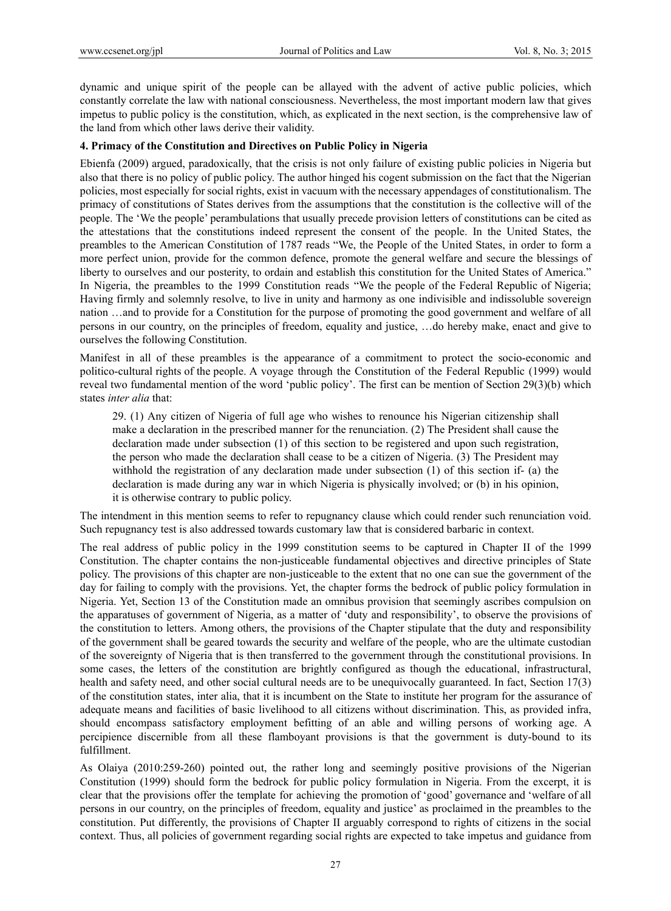dynamic and unique spirit of the people can be allayed with the advent of active public policies, which constantly correlate the law with national consciousness. Nevertheless, the most important modern law that gives impetus to public policy is the constitution, which, as explicated in the next section, is the comprehensive law of the land from which other laws derive their validity.

## 4. Primacy of the Constitution and Directives on Public Policy in Nigeria

Ebienfa (2009) argued, paradoxically, that the crisis is not only failure of existing public policies in Nigeria but also that there is no policy of public policy. The author hinged his cogent submission on the fact that the Nigerian policies, most especially for social rights, exist in vacuum with the necessary appendages of constitutionalism. The primacy of constitutions of States derives from the assumptions that the constitution is the collective will of the people. The 'We the people' perambulations that usually precede provision letters of constitutions can be cited as the attestations that the constitutions indeed represent the consent of the people. In the United States, the preambles to the American Constitution of 1787 reads "We, the People of the United States, in order to form a more perfect union, provide for the common defence, promote the general welfare and secure the blessings of liberty to ourselves and our posterity, to ordain and establish this constitution for the United States of America." In Nigeria, the preambles to the 1999 Constitution reads "We the people of the Federal Republic of Nigeria; Having firmly and solemnly resolve, to live in unity and harmony as one indivisible and indissoluble sovereign nation …and to provide for a Constitution for the purpose of promoting the good government and welfare of all persons in our country, on the principles of freedom, equality and justice, …do hereby make, enact and give to ourselves the following Constitution.

Manifest in all of these preambles is the appearance of a commitment to protect the socio-economic and politico-cultural rights of the people. A voyage through the Constitution of the Federal Republic (1999) would reveal two fundamental mention of the word 'public policy'. The first can be mention of Section 29(3)(b) which states *inter alia* that:

> 29. (1) Any citizen of Nigeria of full age who wishes to renounce his Nigerian citizenship shall make a declaration in the prescribed manner for the renunciation. (2) The President shall cause the declaration made under subsection (1) of this section to be registered and upon such registration, the person who made the declaration shall cease to be a citizen of Nigeria. (3) The President may withhold the registration of any declaration made under subsection (1) of this section if- (a) the declaration is made during any war in which Nigeria is physically involved; or (b) in his opinion, it is otherwise contrary to public policy.

The intendment in this mention seems to refer to repugnancy clause which could render such renunciation void. Such repugnancy test is also addressed towards customary law that is considered barbaric in context.

The real address of public policy in the 1999 constitution seems to be captured in Chapter II of the 1999 Constitution. The chapter contains the non-justiceable fundamental objectives and directive principles of State policy. The provisions of this chapter are non-justiceable to the extent that no one can sue the government of the day for failing to comply with the provisions. Yet, the chapter forms the bedrock of public policy formulation in Nigeria. Yet, Section 13 of the Constitution made an omnibus provision that seemingly ascribes compulsion on the apparatuses of government of Nigeria, as a matter of 'duty and responsibility', to observe the provisions of the constitution to letters. Among others, the provisions of the Chapter stipulate that the duty and responsibility of the government shall be geared towards the security and welfare of the people, who are the ultimate custodian of the sovereignty of Nigeria that is then transferred to the government through the constitutional provisions. In some cases, the letters of the constitution are brightly configured as though the educational, infrastructural, health and safety need, and other social cultural needs are to be unequivocally guaranteed. In fact, Section 17(3) of the constitution states, inter alia, that it is incumbent on the State to institute her program for the assurance of adequate means and facilities of basic livelihood to all citizens without discrimination. This, as provided infra, should encompass satisfactory employment befitting of an able and willing persons of working age. A percipience discernible from all these flamboyant provisions is that the government is duty-bound to its fulfillment.

As Olaiya (2010:259-260) pointed out, the rather long and seemingly positive provisions of the Nigerian Constitution (1999) should form the bedrock for public policy formulation in Nigeria. From the excerpt, it is clear that the provisions offer the template for achieving the promotion of 'good' governance and 'welfare of all persons in our country, on the principles of freedom, equality and justice' as proclaimed in the preambles to the constitution. Put differently, the provisions of Chapter II arguably correspond to rights of citizens in the social context. Thus, all policies of government regarding social rights are expected to take impetus and guidance from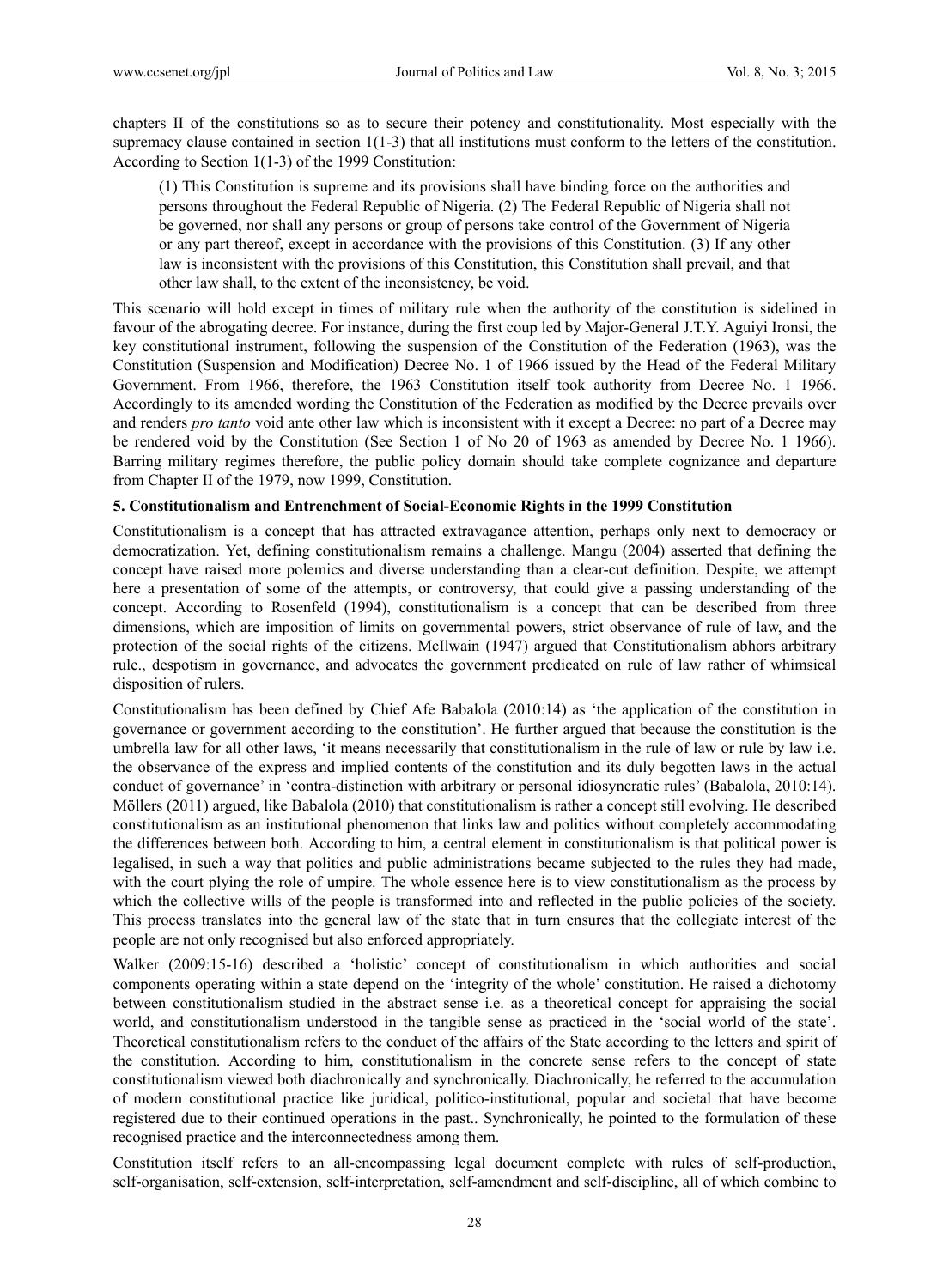chapters II of the constitutions so as to secure their potency and constitutionality. Most especially with the supremacy clause contained in section 1(1-3) that all institutions must conform to the letters of the constitution. According to Section 1(1-3) of the 1999 Constitution:

> (1) This Constitution is supreme and its provisions shall have binding force on the authorities and persons throughout the Federal Republic of Nigeria. (2) The Federal Republic of Nigeria shall not be governed, nor shall any persons or group of persons take control of the Government of Nigeria or any part thereof, except in accordance with the provisions of this Constitution. (3) If any other law is inconsistent with the provisions of this Constitution, this Constitution shall prevail, and that other law shall, to the extent of the inconsistency, be void.

This scenario will hold except in times of military rule when the authority of the constitution is sidelined in favour of the abrogating decree. For instance, during the first coup led by Major-General J.T.Y. Aguiyi Ironsi, the key constitutional instrument, following the suspension of the Constitution of the Federation (1963), was the Constitution (Suspension and Modification) Decree No. 1 of 1966 issued by the Head of the Federal Military Government. From 1966, therefore, the 1963 Constitution itself took authority from Decree No. 1 1966. Accordingly to its amended wording the Constitution of the Federation as modified by the Decree prevails over and renders *pro tanto* void ante other law which is inconsistent with it except a Decree: no part of a Decree may be rendered void by the Constitution (See Section 1 of No 20 of 1963 as amended by Decree No. 1 1966). Barring military regimes therefore, the public policy domain should take complete cognizance and departure from Chapter II of the 1979, now 1999, Constitution.

## 5. Constitutionalism and Entrenchment of Social-Economic Rights in the 1999 Constitution

Constitutionalism is a concept that has attracted extravagance attention, perhaps only next to democracy or democratization. Yet, defining constitutionalism remains a challenge. Mangu (2004) asserted that defining the concept have raised more polemics and diverse understanding than a clear-cut definition. Despite, we attempt here a presentation of some of the attempts, or controversy, that could give a passing understanding of the concept. According to Rosenfeld (1994), constitutionalism is a concept that can be described from three dimensions, which are imposition of limits on governmental powers, strict observance of rule of law, and the protection of the social rights of the citizens. McIlwain (1947) argued that Constitutionalism abhors arbitrary rule., despotism in governance, and advocates the government predicated on rule of law rather of whimsical disposition of rulers.

Constitutionalism has been defined by Chief Afe Babalola (2010:14) as 'the application of the constitution in governance or government according to the constitution'. He further argued that because the constitution is the umbrella law for all other laws, 'it means necessarily that constitutionalism in the rule of law or rule by law i.e. the observance of the express and implied contents of the constitution and its duly begotten laws in the actual conduct of governance' in 'contra-distinction with arbitrary or personal idiosyncratic rules' (Babalola, 2010:14). Möllers (2011) argued, like Babalola (2010) that constitutionalism is rather a concept still evolving. He described constitutionalism as an institutional phenomenon that links law and politics without completely accommodating the differences between both. According to him, a central element in constitutionalism is that political power is legalised, in such a way that politics and public administrations became subjected to the rules they had made, with the court plying the role of umpire. The whole essence here is to view constitutionalism as the process by which the collective wills of the people is transformed into and reflected in the public policies of the society. This process translates into the general law of the state that in turn ensures that the collegiate interest of the people are not only recognised but also enforced appropriately.

Walker (2009:15-16) described a 'holistic' concept of constitutionalism in which authorities and social components operating within a state depend on the 'integrity of the whole' constitution. He raised a dichotomy between constitutionalism studied in the abstract sense i.e. as a theoretical concept for appraising the social world, and constitutionalism understood in the tangible sense as practiced in the 'social world of the state'. Theoretical constitutionalism refers to the conduct of the affairs of the State according to the letters and spirit of the constitution. According to him, constitutionalism in the concrete sense refers to the concept of state constitutionalism viewed both diachronically and synchronically. Diachronically, he referred to the accumulation of modern constitutional practice like juridical, politico-institutional, popular and societal that have become registered due to their continued operations in the past.. Synchronically, he pointed to the formulation of these recognised practice and the interconnectedness among them.

Constitution itself refers to an all-encompassing legal document complete with rules of self-production, self-organisation, self-extension, self-interpretation, self-amendment and self-discipline, all of which combine to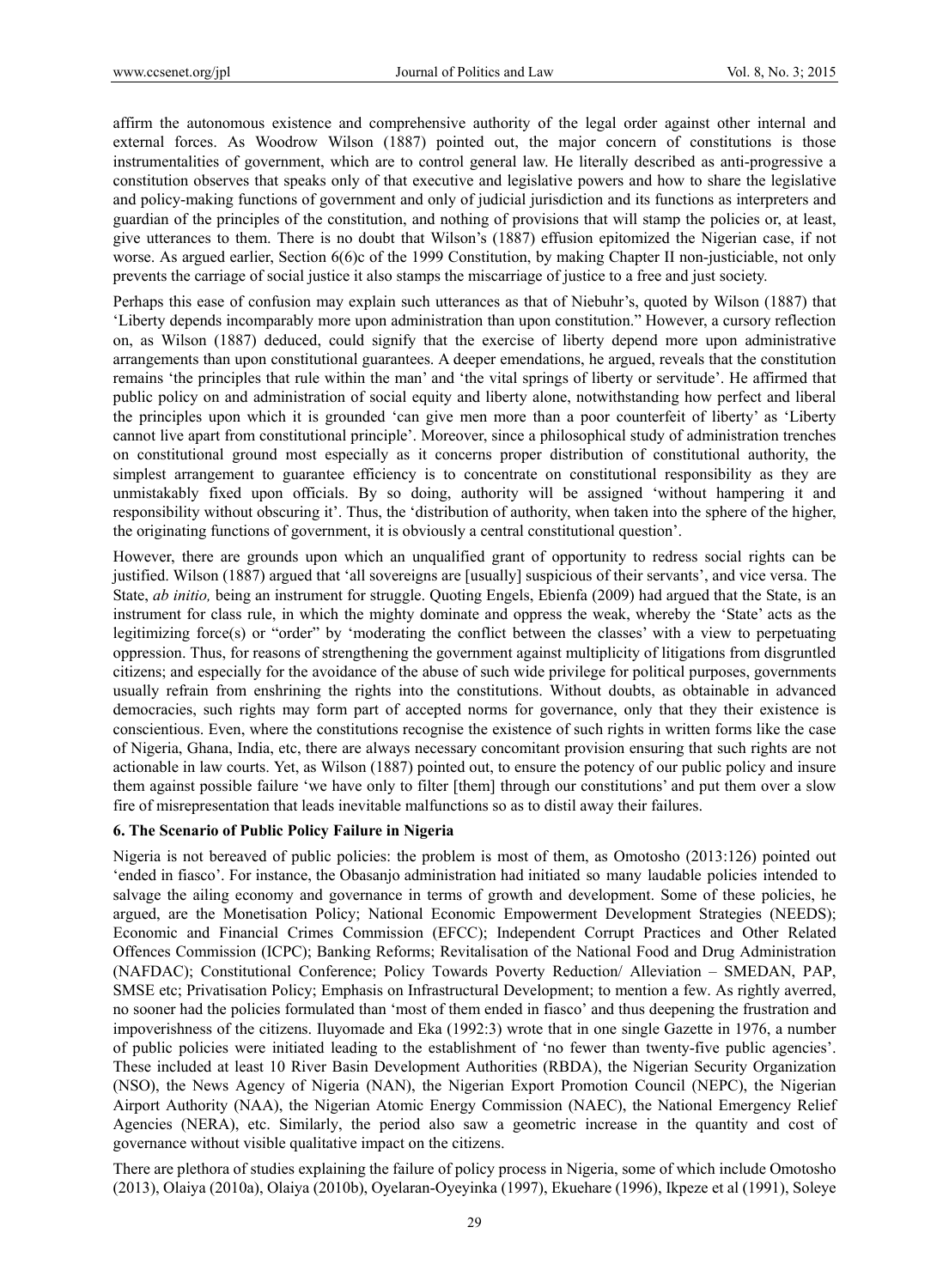affirm the autonomous existence and comprehensive authority of the legal order against other internal and external forces. As Woodrow Wilson (1887) pointed out, the major concern of constitutions is those instrumentalities of government, which are to control general law. He literally described as anti-progressive a constitution observes that speaks only of that executive and legislative powers and how to share the legislative and policy-making functions of government and only of judicial jurisdiction and its functions as interpreters and guardian of the principles of the constitution, and nothing of provisions that will stamp the policies or, at least, give utterances to them. There is no doubt that Wilson's (1887) effusion epitomized the Nigerian case, if not worse. As argued earlier, Section 6(6)c of the 1999 Constitution, by making Chapter II non-justiciable, not only prevents the carriage of social justice it also stamps the miscarriage of justice to a free and just society.

Perhaps this ease of confusion may explain such utterances as that of Niebuhr's, quoted by Wilson (1887) that 'Liberty depends incomparably more upon administration than upon constitution." However, a cursory reflection on, as Wilson (1887) deduced, could signify that the exercise of liberty depend more upon administrative arrangements than upon constitutional guarantees. A deeper emendations, he argued, reveals that the constitution remains 'the principles that rule within the man' and 'the vital springs of liberty or servitude'. He affirmed that public policy on and administration of social equity and liberty alone, notwithstanding how perfect and liberal the principles upon which it is grounded 'can give men more than a poor counterfeit of liberty' as 'Liberty cannot live apart from constitutional principle'. Moreover, since a philosophical study of administration trenches on constitutional ground most especially as it concerns proper distribution of constitutional authority, the simplest arrangement to guarantee efficiency is to concentrate on constitutional responsibility as they are unmistakably fixed upon officials. By so doing, authority will be assigned 'without hampering it and responsibility without obscuring it'. Thus, the 'distribution of authority, when taken into the sphere of the higher, the originating functions of government, it is obviously a central constitutional question'.

However, there are grounds upon which an unqualified grant of opportunity to redress social rights can be justified. Wilson (1887) argued that 'all sovereigns are [usually] suspicious of their servants', and vice versa. The State, *ab initio,* being an instrument for struggle. Quoting Engels, Ebienfa (2009) had argued that the State, is an instrument for class rule, in which the mighty dominate and oppress the weak, whereby the 'State' acts as the legitimizing force(s) or "order" by 'moderating the conflict between the classes' with a view to perpetuating oppression. Thus, for reasons of strengthening the government against multiplicity of litigations from disgruntled citizens; and especially for the avoidance of the abuse of such wide privilege for political purposes, governments usually refrain from enshrining the rights into the constitutions. Without doubts, as obtainable in advanced democracies, such rights may form part of accepted norms for governance, only that they their existence is conscientious. Even, where the constitutions recognise the existence of such rights in written forms like the case of Nigeria, Ghana, India, etc, there are always necessary concomitant provision ensuring that such rights are not actionable in law courts. Yet, as Wilson (1887) pointed out, to ensure the potency of our public policy and insure them against possible failure 'we have only to filter [them] through our constitutions' and put them over a slow fire of misrepresentation that leads inevitable malfunctions so as to distil away their failures.

### 6. The Scenario of Public Policy Failure in Nigeria

Nigeria is not bereaved of public policies: the problem is most of them, as Omotosho (2013:126) pointed out 'ended in fiasco'. For instance, the Obasanjo administration had initiated so many laudable policies intended to salvage the ailing economy and governance in terms of growth and development. Some of these policies, he argued, are the Monetisation Policy; National Economic Empowerment Development Strategies (NEEDS); Economic and Financial Crimes Commission (EFCC); Independent Corrupt Practices and Other Related Offences Commission (ICPC); Banking Reforms; Revitalisation of the National Food and Drug Administration (NAFDAC); Constitutional Conference; Policy Towards Poverty Reduction/ Alleviation – SMEDAN, PAP, SMSE etc; Privatisation Policy; Emphasis on Infrastructural Development; to mention a few. As rightly averred, no sooner had the policies formulated than 'most of them ended in fiasco' and thus deepening the frustration and impoverishness of the citizens. Iluyomade and Eka (1992:3) wrote that in one single Gazette in 1976, a number of public policies were initiated leading to the establishment of 'no fewer than twenty-five public agencies'. These included at least 10 River Basin Development Authorities (RBDA), the Nigerian Security Organization (NSO), the News Agency of Nigeria (NAN), the Nigerian Export Promotion Council (NEPC), the Nigerian Airport Authority (NAA), the Nigerian Atomic Energy Commission (NAEC), the National Emergency Relief Agencies (NERA), etc. Similarly, the period also saw a geometric increase in the quantity and cost of governance without visible qualitative impact on the citizens.

There are plethora of studies explaining the failure of policy process in Nigeria, some of which include Omotosho (2013), Olaiya (2010a), Olaiya (2010b), Oyelaran-Oyeyinka (1997), Ekuehare (1996), Ikpeze et al (1991), Soleye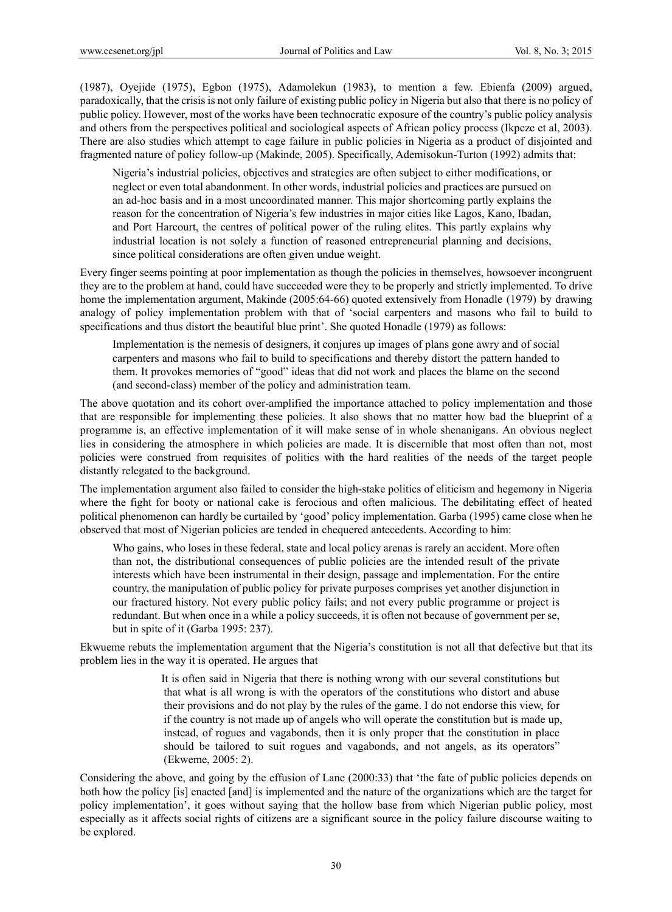(1987), Oyejide (1975), Egbon (1975), Adamolekun (1983), to mention a few. Ebienfa (2009) argued, paradoxically, that the crisis is not only failure of existing public policy in Nigeria but also that there is no policy of public policy. However, most of the works have been technocratic exposure of the country's public policy analysis and others from the perspectives political and sociological aspects of African policy process (Ikpeze et al, 2003). There are also studies which attempt to cage failure in public policies in Nigeria as a product of disjointed and fragmented nature of policy follow-up (Makinde, 2005). Specifically, Ademisokun-Turton (1992) admits that:

> Nigeria's industrial policies, objectives and strategies are often subject to either modifications, or neglect or even total abandonment. In other words, industrial policies and practices are pursued on an ad-hoc basis and in a most uncoordinated manner. This major shortcoming partly explains the reason for the concentration of Nigeria's few industries in major cities like Lagos, Kano, Ibadan, and Port Harcourt, the centres of political power of the ruling elites. This partly explains why industrial location is not solely a function of reasoned entrepreneurial planning and decisions, since political considerations are often given undue weight.

Every finger seems pointing at poor implementation as though the policies in themselves, howsoever incongruent they are to the problem at hand, could have succeeded were they to be properly and strictly implemented. To drive home the implementation argument, Makinde (2005:64-66) quoted extensively from Honadle (1979) by drawing analogy of policy implementation problem with that of 'social carpenters and masons who fail to build to specifications and thus distort the beautiful blue print'. She quoted Honadle (1979) as follows:

> Implementation is the nemesis of designers, it conjures up images of plans gone awry and of social carpenters and masons who fail to build to specifications and thereby distort the pattern handed to them. It provokes memories of "good" ideas that did not work and places the blame on the second (and second-class) member of the policy and administration team.

The above quotation and its cohort over-amplified the importance attached to policy implementation and those that are responsible for implementing these policies. It also shows that no matter how bad the blueprint of a programme is, an effective implementation of it will make sense of in whole shenanigans. An obvious neglect lies in considering the atmosphere in which policies are made. It is discernible that most often than not, most policies were construed from requisites of politics with the hard realities of the needs of the target people distantly relegated to the background.

The implementation argument also failed to consider the high-stake politics of eliticism and hegemony in Nigeria where the fight for booty or national cake is ferocious and often malicious. The debilitating effect of heated political phenomenon can hardly be curtailed by 'good' policy implementation. Garba (1995) came close when he observed that most of Nigerian policies are tended in chequered antecedents. According to him:

> Who gains, who loses in these federal, state and local policy arenas is rarely an accident. More often than not, the distributional consequences of public policies are the intended result of the private interests which have been instrumental in their design, passage and implementation. For the entire country, the manipulation of public policy for private purposes comprises yet another disjunction in our fractured history. Not every public policy fails; and not every public programme or project is redundant. But when once in a while a policy succeeds, it is often not because of government per se, but in spite of it (Garba 1995: 237).

Ekwueme rebuts the implementation argument that the Nigeria's constitution is not all that defective but that its problem lies in the way it is operated. He argues that

> It is often said in Nigeria that there is nothing wrong with our several constitutions but that what is all wrong is with the operators of the constitutions who distort and abuse their provisions and do not play by the rules of the game. I do not endorse this view, for if the country is not made up of angels who will operate the constitution but is made up, instead, of rogues and vagabonds, then it is only proper that the constitution in place should be tailored to suit rogues and vagabonds, and not angels, as its operators" (Ekweme, 2005: 2).

Considering the above, and going by the effusion of Lane (2000:33) that 'the fate of public policies depends on both how the policy [is] enacted [and] is implemented and the nature of the organizations which are the target for policy implementation', it goes without saying that the hollow base from which Nigerian public policy, most especially as it affects social rights of citizens are a significant source in the policy failure discourse waiting to be explored.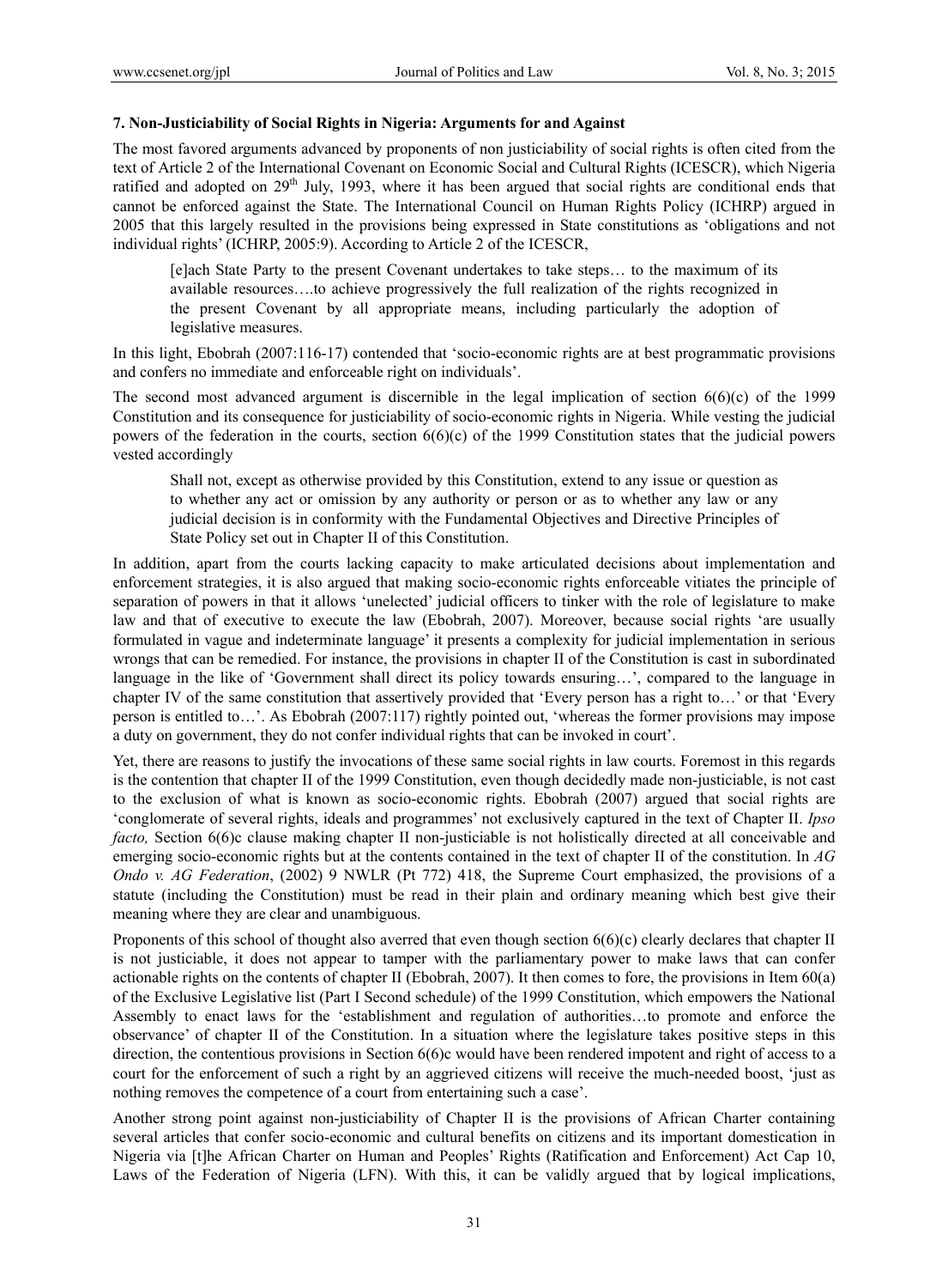**7. Non-Justiciability of Social Rights in Nigeria: Arguments for and Against**

The most favored arguments advanced by proponents of non justiciability of social rights is often cited from the text of Article 2 of the International Covenant on Economic Social and Cultural Rights (ICESCR), which Nigeria ratified and adopted on 29th July, 1993, where it has been argued that social rights are conditional ends that cannot be enforced against the State. The International Council on Human Rights Policy (ICHRP) argued in 2005 that this largely resulted in the provisions being expressed in State constitutions as 'obligations and not individual rights' (ICHRP, 2005:9). According to Article 2 of the ICESCR,

> [e]ach State Party to the present Covenant undertakes to take steps… to the maximum of its available resources….to achieve progressively the full realization of the rights recognized in the present Covenant by all appropriate means, including particularly the adoption of legislative measures.

In this light, Ebobrah (2007:116-17) contended that 'socio-economic rights are at best programmatic provisions and confers no immediate and enforceable right on individuals'.

The second most advanced argument is discernible in the legal implication of section 6(6)(c) of the 1999 Constitution and its consequence for justiciability of socio-economic rights in Nigeria. While vesting the judicial powers of the federation in the courts, section 6(6)(c) of the 1999 Constitution states that the judicial powers vested accordingly

> Shall not, except as otherwise provided by this Constitution, extend to any issue or question as to whether any act or omission by any authority or person or as to whether any law or any judicial decision is in conformity with the Fundamental Objectives and Directive Principles of State Policy set out in Chapter II of this Constitution.

In addition, apart from the courts lacking capacity to make articulated decisions about implementation and enforcement strategies, it is also argued that making socio-economic rights enforceable vitiates the principle of separation of powers in that it allows 'unelected' judicial officers to tinker with the role of legislature to make law and that of executive to execute the law (Ebobrah, 2007). Moreover, because social rights 'are usually formulated in vague and indeterminate language' it presents a complexity for judicial implementation in serious wrongs that can be remedied. For instance, the provisions in chapter II of the Constitution is cast in subordinated language in the like of 'Government shall direct its policy towards ensuring…', compared to the language in chapter IV of the same constitution that assertively provided that 'Every person has a right to…' or that 'Every person is entitled to…'. As Ebobrah (2007:117) rightly pointed out, 'whereas the former provisions may impose a duty on government, they do not confer individual rights that can be invoked in court'.

Yet, there are reasons to justify the invocations of these same social rights in law courts. Foremost in this regards is the contention that chapter II of the 1999 Constitution, even though decidedly made non-justiciable, is not cast to the exclusion of what is known as socio-economic rights. Ebobrah (2007) argued that social rights are 'conglomerate of several rights, ideals and programmes' not exclusively captured in the text of Chapter II. *Ipso facto,* Section 6(6)c clause making chapter II non-justiciable is not holistically directed at all conceivable and emerging socio-economic rights but at the contents contained in the text of chapter II of the constitution. In *AG Ondo v. AG Federation*, (2002) 9 NWLR (Pt 772) 418, the Supreme Court emphasized, the provisions of a statute (including the Constitution) must be read in their plain and ordinary meaning which best give their meaning where they are clear and unambiguous.

Proponents of this school of thought also averred that even though section 6(6)(c) clearly declares that chapter II is not justiciable, it does not appear to tamper with the parliamentary power to make laws that can confer actionable rights on the contents of chapter II (Ebobrah, 2007). It then comes to fore, the provisions in Item 60(a) of the Exclusive Legislative list (Part I Second schedule) of the 1999 Constitution, which empowers the National Assembly to enact laws for the 'establishment and regulation of authorities…to promote and enforce the observance' of chapter II of the Constitution. In a situation where the legislature takes positive steps in this direction, the contentious provisions in Section 6(6)c would have been rendered impotent and right of access to a court for the enforcement of such a right by an aggrieved citizens will receive the much-needed boost, 'just as nothing removes the competence of a court from entertaining such a case'.

Another strong point against non-justiciability of Chapter II is the provisions of African Charter containing several articles that confer socio-economic and cultural benefits on citizens and its important domestication in Nigeria via [t]he African Charter on Human and Peoples' Rights (Ratification and Enforcement) Act Cap 10, Laws of the Federation of Nigeria (LFN). With this, it can be validly argued that by logical implications,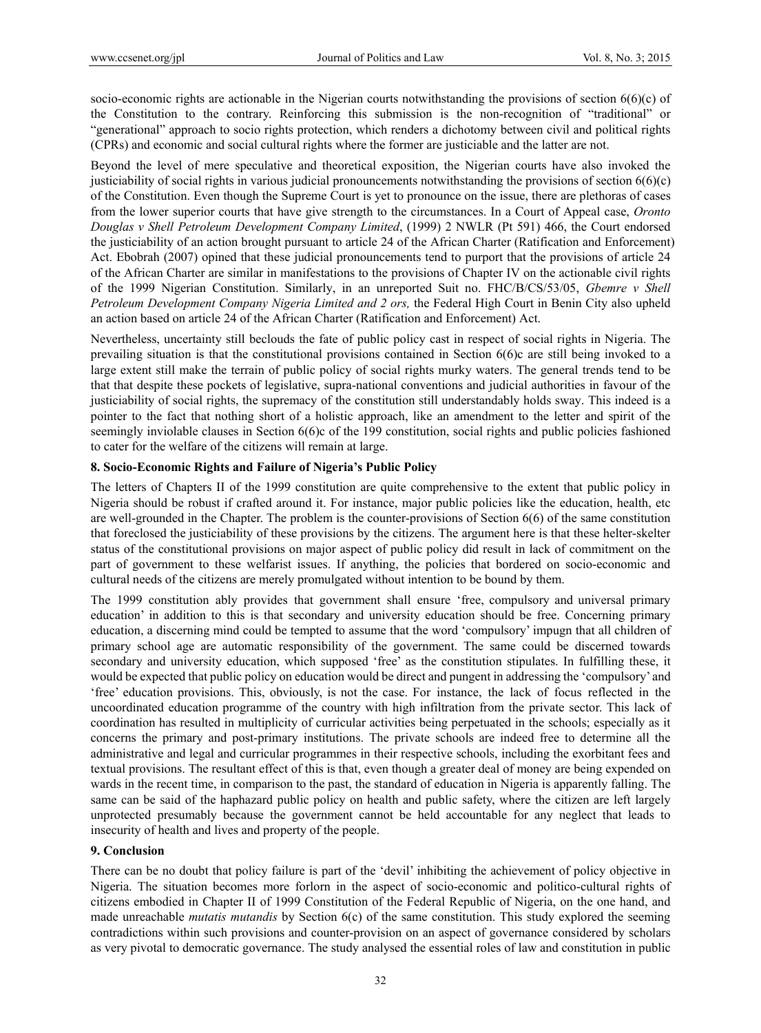socio-economic rights are actionable in the Nigerian courts notwithstanding the provisions of section 6(6)(c) of the Constitution to the contrary. Reinforcing this submission is the non-recognition of "traditional" or "generational" approach to socio rights protection, which renders a dichotomy between civil and political rights (CPRs) and economic and social cultural rights where the former are justiciable and the latter are not.

Beyond the level of mere speculative and theoretical exposition, the Nigerian courts have also invoked the justiciability of social rights in various judicial pronouncements notwithstanding the provisions of section 6(6)(c) of the Constitution. Even though the Supreme Court is yet to pronounce on the issue, there are plethoras of cases from the lower superior courts that have give strength to the circumstances. In a Court of Appeal case, *Oronto Douglas v Shell Petroleum Development Company Limited*, (1999) 2 NWLR (Pt 591) 466, the Court endorsed the justiciability of an action brought pursuant to article 24 of the African Charter (Ratification and Enforcement) Act. Ebobrah (2007) opined that these judicial pronouncements tend to purport that the provisions of article 24 of the African Charter are similar in manifestations to the provisions of Chapter IV on the actionable civil rights of the 1999 Nigerian Constitution. Similarly, in an unreported Suit no. FHC/B/CS/53/05, *Gbemre v Shell Petroleum Development Company Nigeria Limited and 2 ors,* the Federal High Court in Benin City also upheld an action based on article 24 of the African Charter (Ratification and Enforcement) Act.

Nevertheless, uncertainty still beclouds the fate of public policy cast in respect of social rights in Nigeria. The prevailing situation is that the constitutional provisions contained in Section 6(6)c are still being invoked to a large extent still make the terrain of public policy of social rights murky waters. The general trends tend to be that that despite these pockets of legislative, supra-national conventions and judicial authorities in favour of the justiciability of social rights, the supremacy of the constitution still understandably holds sway. This indeed is a pointer to the fact that nothing short of a holistic approach, like an amendment to the letter and spirit of the seemingly inviolable clauses in Section 6(6)c of the 199 constitution, social rights and public policies fashioned to cater for the welfare of the citizens will remain at large.

### 8. Socio-Economic Rights and Failure of Nigeria's Public Policy

The letters of Chapters II of the 1999 constitution are quite comprehensive to the extent that public policy in Nigeria should be robust if crafted around it. For instance, major public policies like the education, health, etc are well-grounded in the Chapter. The problem is the counter-provisions of Section 6(6) of the same constitution that foreclosed the justiciability of these provisions by the citizens. The argument here is that these helter-skelter status of the constitutional provisions on major aspect of public policy did result in lack of commitment on the part of government to these welfarist issues. If anything, the policies that bordered on socio-economic and cultural needs of the citizens are merely promulgated without intention to be bound by them.

The 1999 constitution ably provides that government shall ensure 'free, compulsory and universal primary education' in addition to this is that secondary and university education should be free. Concerning primary education, a discerning mind could be tempted to assume that the word 'compulsory' impugn that all children of primary school age are automatic responsibility of the government. The same could be discerned towards secondary and university education, which supposed 'free' as the constitution stipulates. In fulfilling these, it would be expected that public policy on education would be direct and pungent in addressing the 'compulsory' and 'free' education provisions. This, obviously, is not the case. For instance, the lack of focus reflected in the uncoordinated education programme of the country with high infiltration from the private sector. This lack of coordination has resulted in multiplicity of curricular activities being perpetuated in the schools; especially as it concerns the primary and post-primary institutions. The private schools are indeed free to determine all the administrative and legal and curricular programmes in their respective schools, including the exorbitant fees and textual provisions. The resultant effect of this is that, even though a greater deal of money are being expended on wards in the recent time, in comparison to the past, the standard of education in Nigeria is apparently falling. The same can be said of the haphazard public policy on health and public safety, where the citizen are left largely unprotected presumably because the government cannot be held accountable for any neglect that leads to insecurity of health and lives and property of the people.

### 9. Conclusion

There can be no doubt that policy failure is part of the 'devil' inhibiting the achievement of policy objective in Nigeria. The situation becomes more forlorn in the aspect of socio-economic and politico-cultural rights of citizens embodied in Chapter II of 1999 Constitution of the Federal Republic of Nigeria, on the one hand, and made unreachable *mutatis mutandis* by Section 6(c) of the same constitution. This study explored the seeming contradictions within such provisions and counter-provision on an aspect of governance considered by scholars as very pivotal to democratic governance. The study analysed the essential roles of law and constitution in public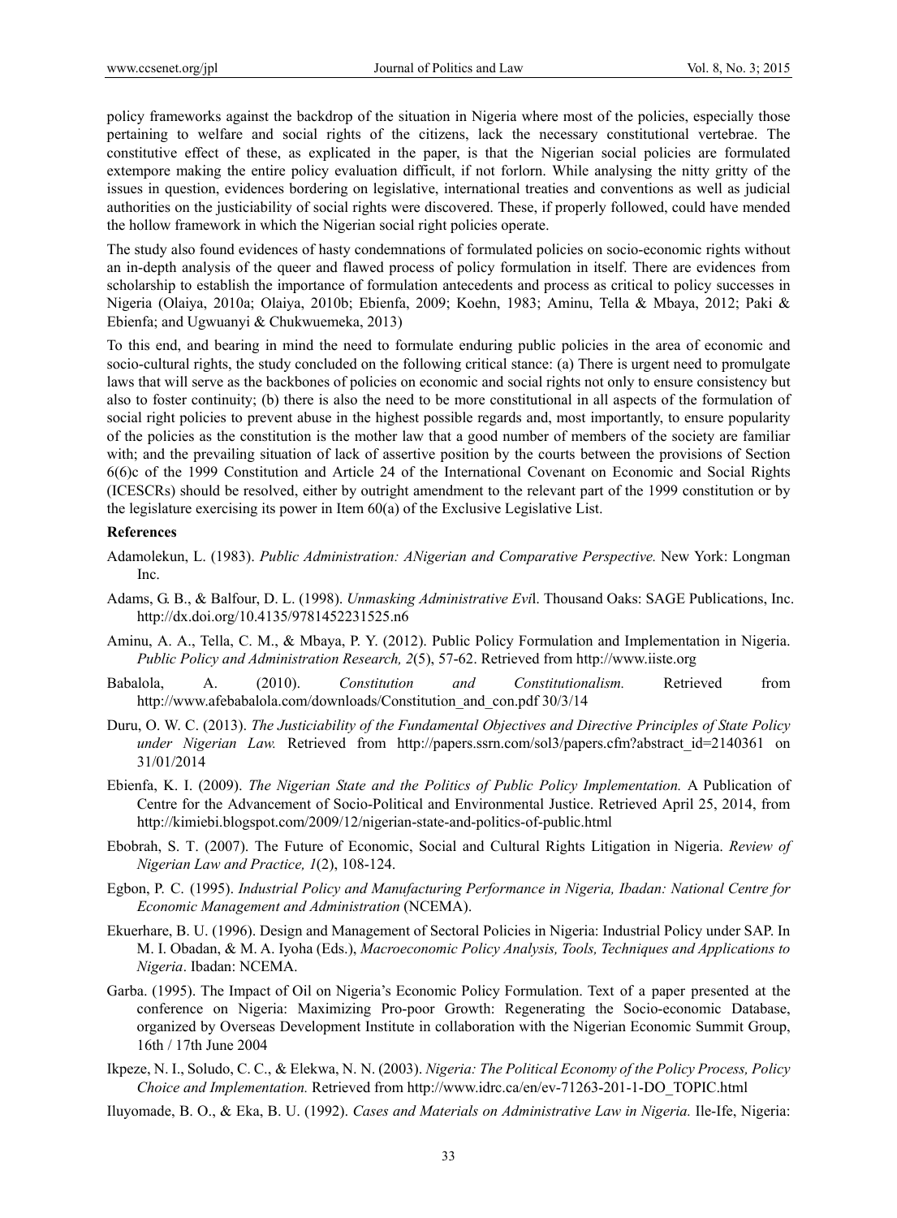policy frameworks against the backdrop of the situation in Nigeria where most of the policies, especially those pertaining to welfare and social rights of the citizens, lack the necessary constitutional vertebrae. The constitutive effect of these, as explicated in the paper, is that the Nigerian social policies are formulated extempore making the entire policy evaluation difficult, if not forlorn. While analysing the nitty gritty of the issues in question, evidences bordering on legislative, international treaties and conventions as well as judicial authorities on the justiciability of social rights were discovered. These, if properly followed, could have mended the hollow framework in which the Nigerian social right policies operate.

The study also found evidences of hasty condemnations of formulated policies on socio-economic rights without an in-depth analysis of the queer and flawed process of policy formulation in itself. There are evidences from scholarship to establish the importance of formulation antecedents and process as critical to policy successes in Nigeria (Olaiya, 2010a; Olaiya, 2010b; Ebienfa, 2009; Koehn, 1983; Aminu, Tella & Mbaya, 2012; Paki & Ebienfa; and Ugwuanyi & Chukwuemeka, 2013)

To this end, and bearing in mind the need to formulate enduring public policies in the area of economic and socio-cultural rights, the study concluded on the following critical stance: (a) There is urgent need to promulgate laws that will serve as the backbones of policies on economic and social rights not only to ensure consistency but also to foster continuity; (b) there is also the need to be more constitutional in all aspects of the formulation of social right policies to prevent abuse in the highest possible regards and, most importantly, to ensure popularity of the policies as the constitution is the mother law that a good number of members of the society are familiar with; and the prevailing situation of lack of assertive position by the courts between the provisions of Section 6(6)c of the 1999 Constitution and Article 24 of the International Covenant on Economic and Social Rights (ICESCRs) should be resolved, either by outright amendment to the relevant part of the 1999 constitution or by the legislature exercising its power in Item 60(a) of the Exclusive Legislative List.

**References**

Adamolekun, L. (1983). *Public Administration: ANigerian and Comparative Perspective.* New York: Longman Inc.

Adams, G. B., & Balfour, D. L. (1998). *Unmasking Administrative Evi*l. Thousand Oaks: SAGE Publications, Inc. http://dx.doi.org/10.4135/9781452231525.n6

Aminu, A. A., Tella, C. M., & Mbaya, P. Y. (2012). Public Policy Formulation and Implementation in Nigeria. *Public Policy and Administration Research, 2*(5), 57-62. Retrieved from http://www.iiste.org

Babalola, A. (2010). *Constitution and Constitutionalism.* Retrieved from http://www.afebabalola.com/downloads/Constitution_and_con.pdf 30/3/14

Duru, O. W. C. (2013). *The Justiciability of the Fundamental Objectives and Directive Principles of State Policy under Nigerian Law.* Retrieved from http://papers.ssrn.com/sol3/papers.cfm?abstract_id=2140361 on 31/01/2014

Ebienfa, K. I. (2009). *The Nigerian State and the Politics of Public Policy Implementation.* A Publication of Centre for the Advancement of Socio-Political and Environmental Justice. Retrieved April 25, 2014, from http://kimiebi.blogspot.com/2009/12/nigerian-state-and-politics-of-public.html

Ebobrah, S. T. (2007). The Future of Economic, Social and Cultural Rights Litigation in Nigeria. *Review of Nigerian Law and Practice, 1*(2), 108-124.

Egbon, P. C. (1995). *Industrial Policy and Manufacturing Performance in Nigeria, Ibadan: National Centre for Economic Management and Administration* (NCEMA).

Ekuerhare, B. U. (1996). Design and Management of Sectoral Policies in Nigeria: Industrial Policy under SAP. In M. I. Obadan, & M. A. Iyoha (Eds.), *Macroeconomic Policy Analysis, Tools, Techniques and Applications to Nigeria*. Ibadan: NCEMA.

Garba. (1995). The Impact of Oil on Nigeria's Economic Policy Formulation. Text of a paper presented at the conference on Nigeria: Maximizing Pro-poor Growth: Regenerating the Socio-economic Database, organized by Overseas Development Institute in collaboration with the Nigerian Economic Summit Group, 16th / 17th June 2004

Ikpeze, N. I., Soludo, C. C., & Elekwa, N. N. (2003). *Nigeria: The Political Economy of the Policy Process, Policy Choice and Implementation.* Retrieved from http://www.idrc.ca/en/ev-71263-201-1-DO_TOPIC.html

Iluyomade, B. O., & Eka, B. U. (1992). *Cases and Materials on Administrative Law in Nigeria.* Ile-Ife, Nigeria: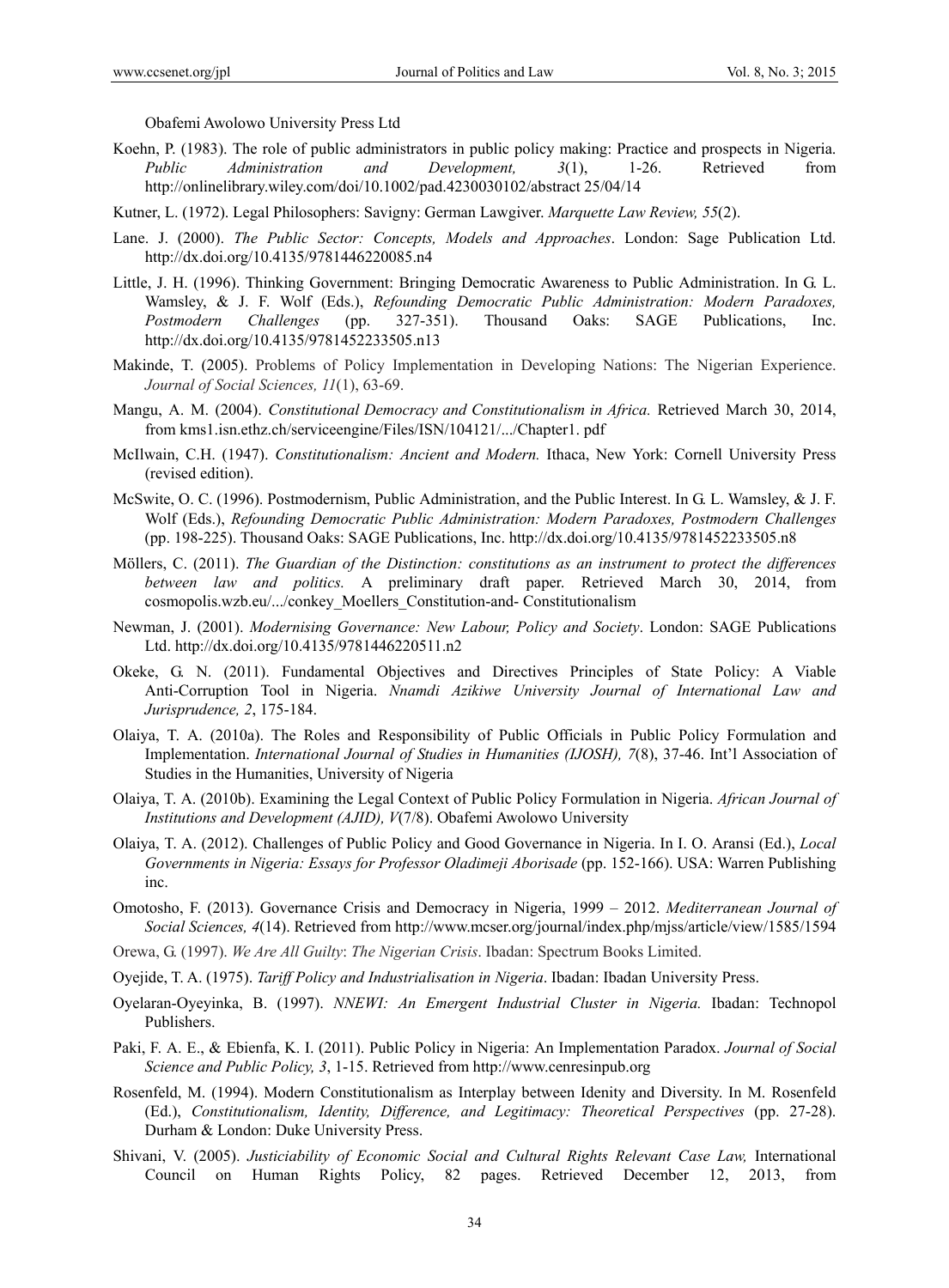Obafemi Awolowo University Press Ltd

Koehn, P. (1983). The role of public administrators in public policy making: Practice and prospects in Nigeria. *Public Administration and Development, 3*(1), 1-26. Retrieved from http://onlinelibrary.wiley.com/doi/10.1002/pad.4230030102/abstract 25/04/14

Kutner, L. (1972). Legal Philosophers: Savigny: German Lawgiver. *Marquette Law Review, 55*(2).

Lane. J. (2000). *The Public Sector: Concepts, Models and Approaches*. London: Sage Publication Ltd. http://dx.doi.org/10.4135/9781446220085.n4

Little, J. H. (1996). Thinking Government: Bringing Democratic Awareness to Public Administration. In G. L. Wamsley, & J. F. Wolf (Eds.), *Refounding Democratic Public Administration: Modern Paradoxes, Postmodern Challenges* (pp. 327-351). Thousand Oaks: SAGE Publications, Inc. http://dx.doi.org/10.4135/9781452233505.n13

Makinde, T. (2005). Problems of Policy Implementation in Developing Nations: The Nigerian Experience. *Journal of Social Sciences, 11*(1), 63-69.

Mangu, A. M. (2004). *Constitutional Democracy and Constitutionalism in Africa.* Retrieved March 30, 2014, from kms1.isn.ethz.ch/serviceengine/Files/ISN/104121/.../Chapter1. pdf

McIlwain, C.H. (1947). *Constitutionalism: Ancient and Modern.* Ithaca, New York: Cornell University Press (revised edition).

McSwite, O. C. (1996). Postmodernism, Public Administration, and the Public Interest. In G. L. Wamsley, & J. F. Wolf (Eds.), *Refounding Democratic Public Administration: Modern Paradoxes, Postmodern Challenges* (pp. 198-225). Thousand Oaks: SAGE Publications, Inc. http://dx.doi.org/10.4135/9781452233505.n8

Möllers, C. (2011). *The Guardian of the Distinction: constitutions as an instrument to protect the differences between law and politics.* A preliminary draft paper. Retrieved March 30, 2014, from cosmopolis.wzb.eu/.../conkey_Moellers_Constitution-and- Constitutionalism

Newman, J. (2001). *Modernising Governance: New Labour, Policy and Society*. London: SAGE Publications Ltd. http://dx.doi.org/10.4135/9781446220511.n2

Okeke, G. N. (2011). Fundamental Objectives and Directives Principles of State Policy: A Viable Anti-Corruption Tool in Nigeria. *Nnamdi Azikiwe University Journal of International Law and Jurisprudence, 2*, 175-184.

Olaiya, T. A. (2010a). The Roles and Responsibility of Public Officials in Public Policy Formulation and Implementation. *International Journal of Studies in Humanities (IJOSH), 7*(8), 37-46. Int'l Association of Studies in the Humanities, University of Nigeria

Olaiya, T. A. (2010b). Examining the Legal Context of Public Policy Formulation in Nigeria. *African Journal of Institutions and Development (AJID), V*(7/8). Obafemi Awolowo University

Olaiya, T. A. (2012). Challenges of Public Policy and Good Governance in Nigeria. In I. O. Aransi (Ed.), *Local Governments in Nigeria: Essays for Professor Oladimeji Aborisade* (pp. 152-166). USA: Warren Publishing inc.

Omotosho, F. (2013). Governance Crisis and Democracy in Nigeria, 1999 – 2012. *Mediterranean Journal of Social Sciences, 4*(14). Retrieved from http://www.mcser.org/journal/index.php/mjss/article/view/1585/1594

Orewa, G. (1997). *We Are All Guilty*: *The Nigerian Crisis*. Ibadan: Spectrum Books Limited.

Oyejide, T. A. (1975). *Tariff Policy and Industrialisation in Nigeria*. Ibadan: Ibadan University Press.

Oyelaran-Oyeyinka, B. (1997). *NNEWI: An Emergent Industrial Cluster in Nigeria.* Ibadan: Technopol Publishers.

Paki, F. A. E., & Ebienfa, K. I. (2011). Public Policy in Nigeria: An Implementation Paradox. *Journal of Social Science and Public Policy, 3*, 1-15. Retrieved from http://www.cenresinpub.org

Rosenfeld, M. (1994). Modern Constitutionalism as Interplay between Idenity and Diversity. In M. Rosenfeld (Ed.), *Constitutionalism, Identity, Difference, and Legitimacy: Theoretical Perspectives* (pp. 27-28). Durham & London: Duke University Press.

Shivani, V. (2005). *Justiciability of Economic Social and Cultural Rights Relevant Case Law,* International Council on Human Rights Policy, 82 pages. Retrieved December 12, 2013, from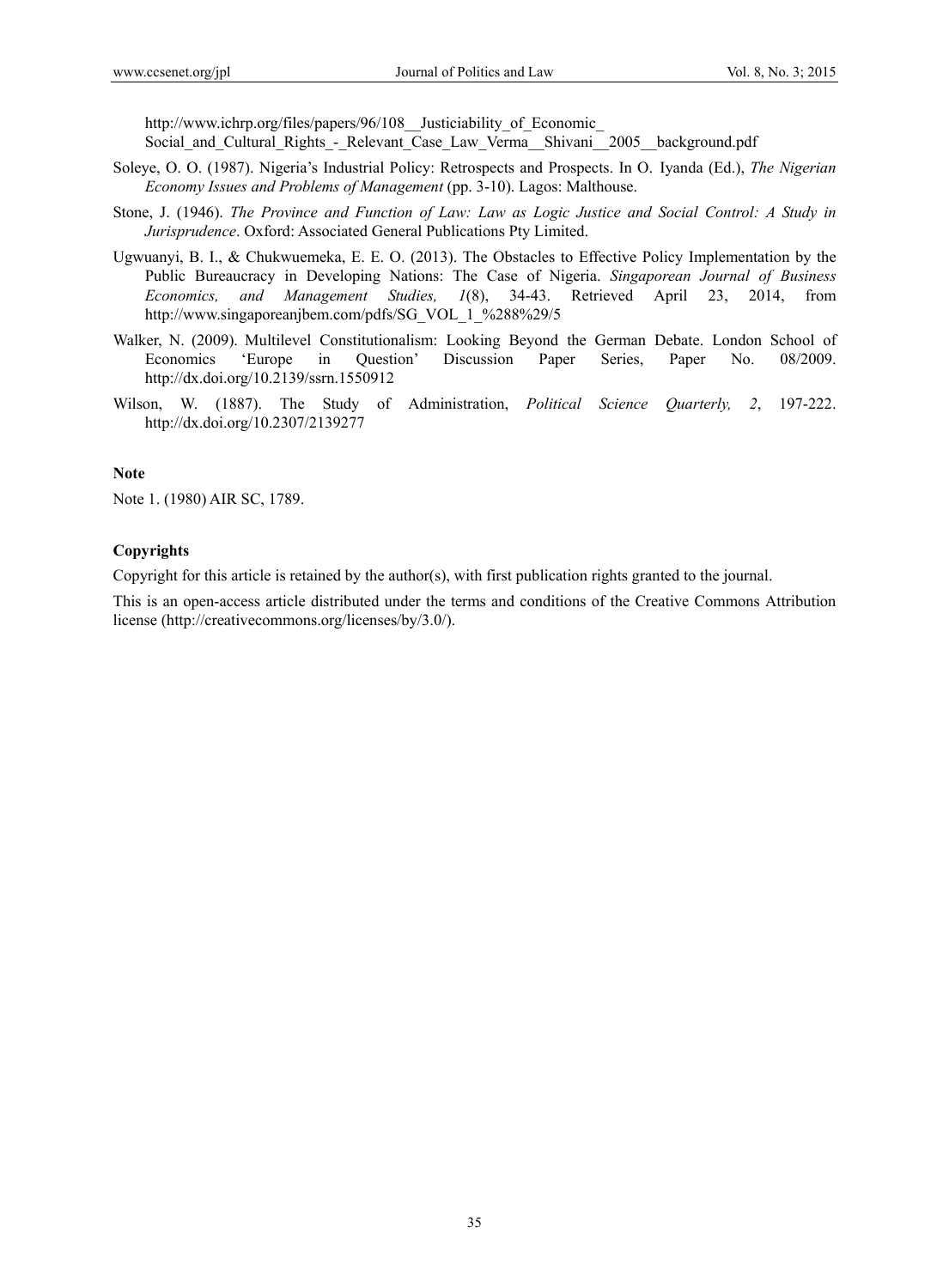http://www.ichrp.org/files/papers/96/108__Justiciability_of_Economic_Social_and_Cultural_Rights_-_Relevant_Case_Law_Verma__Shivani__2005__background.pdf

Soleye, O. O. (1987). Nigeria's Industrial Policy: Retrospects and Prospects. In O. Iyanda (Ed.), *The Nigerian Economy Issues and Problems of Management* (pp. 3-10). Lagos: Malthouse.

Stone, J. (1946). *The Province and Function of Law: Law as Logic Justice and Social Control: A Study in Jurisprudence*. Oxford: Associated General Publications Pty Limited.

Ugwuanyi, B. I., & Chukwuemeka, E. E. O. (2013). The Obstacles to Effective Policy Implementation by the Public Bureaucracy in Developing Nations: The Case of Nigeria. *Singaporean Journal of Business Economics, and Management Studies, 1*(8), 34-43. Retrieved April 23, 2014, from http://www.singaporeanjbem.com/pdfs/SG_VOL_1_%288%29/5

Walker, N. (2009). Multilevel Constitutionalism: Looking Beyond the German Debate. London School of Economics 'Europe in Question' Discussion Paper Series, Paper No. 08/2009. http://dx.doi.org/10.2139/ssrn.1550912

Wilson, W. (1887). The Study of Administration, *Political Science Quarterly, 2*, 197-222. http://dx.doi.org/10.2307/2139277

**Note**

Note 1. (1980) AIR SC, 1789.

**Copyrights**

Copyright for this article is retained by the author(s), with first publication rights granted to the journal.

This is an open-access article distributed under the terms and conditions of the Creative Commons Attribution license (http://creativecommons.org/licenses/by/3.0/).